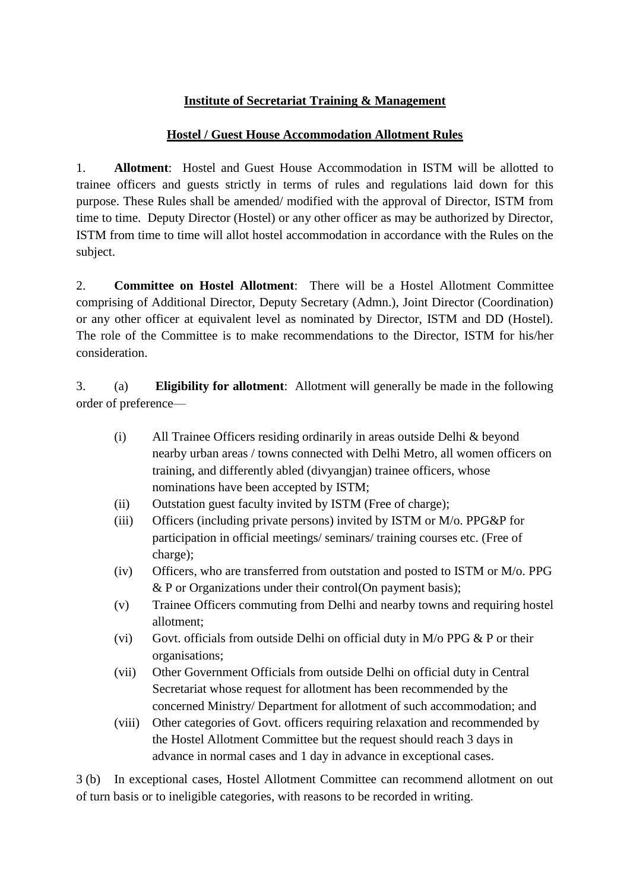**Institute of Secretariat Training & Management**

**Hostel / Guest House Accommodation Allotment Rules**

1. **Allotment**: Hostel and Guest House Accommodation in ISTM will be allotted to trainee officers and guests strictly in terms of rules and regulations laid down for this purpose. These Rules shall be amended/ modified with the approval of Director, ISTM from time to time. Deputy Director (Hostel) or any other officer as may be authorized by Director, ISTM from time to time will allot hostel accommodation in accordance with the Rules on the subject.

2. **Committee on Hostel Allotment**: There will be a Hostel Allotment Committee comprising of Additional Director, Deputy Secretary (Admn.), Joint Director (Coordination) or any other officer at equivalent level as nominated by Director, ISTM and DD (Hostel). The role of the Committee is to make recommendations to the Director, ISTM for his/her consideration.

3. (a) **Eligibility for allotment**: Allotment will generally be made in the following order of preference—

   (i) All Trainee Officers residing ordinarily in areas outside Delhi & beyond nearby urban areas / towns connected with Delhi Metro, all women officers on training, and differently abled (divyangjan) trainee officers, whose nominations have been accepted by ISTM;

   (ii) Outstation guest faculty invited by ISTM (Free of charge);

   (iii) Officers (including private persons) invited by ISTM or M/o. PPG&P for participation in official meetings/ seminars/ training courses etc. (Free of charge);

   (iv) Officers, who are transferred from outstation and posted to ISTM or M/o. PPG & P or Organizations under their control(On payment basis);

   (v) Trainee Officers commuting from Delhi and nearby towns and requiring hostel allotment;

   (vi) Govt. officials from outside Delhi on official duty in M/o PPG & P or their organisations;

   (vii) Other Government Officials from outside Delhi on official duty in Central Secretariat whose request for allotment has been recommended by the concerned Ministry/ Department for allotment of such accommodation; and

   (viii) Other categories of Govt. officers requiring relaxation and recommended by the Hostel Allotment Committee but the request should reach 3 days in advance in normal cases and 1 day in advance in exceptional cases.

3 (b) In exceptional cases, Hostel Allotment Committee can recommend allotment on out of turn basis or to ineligible categories, with reasons to be recorded in writing.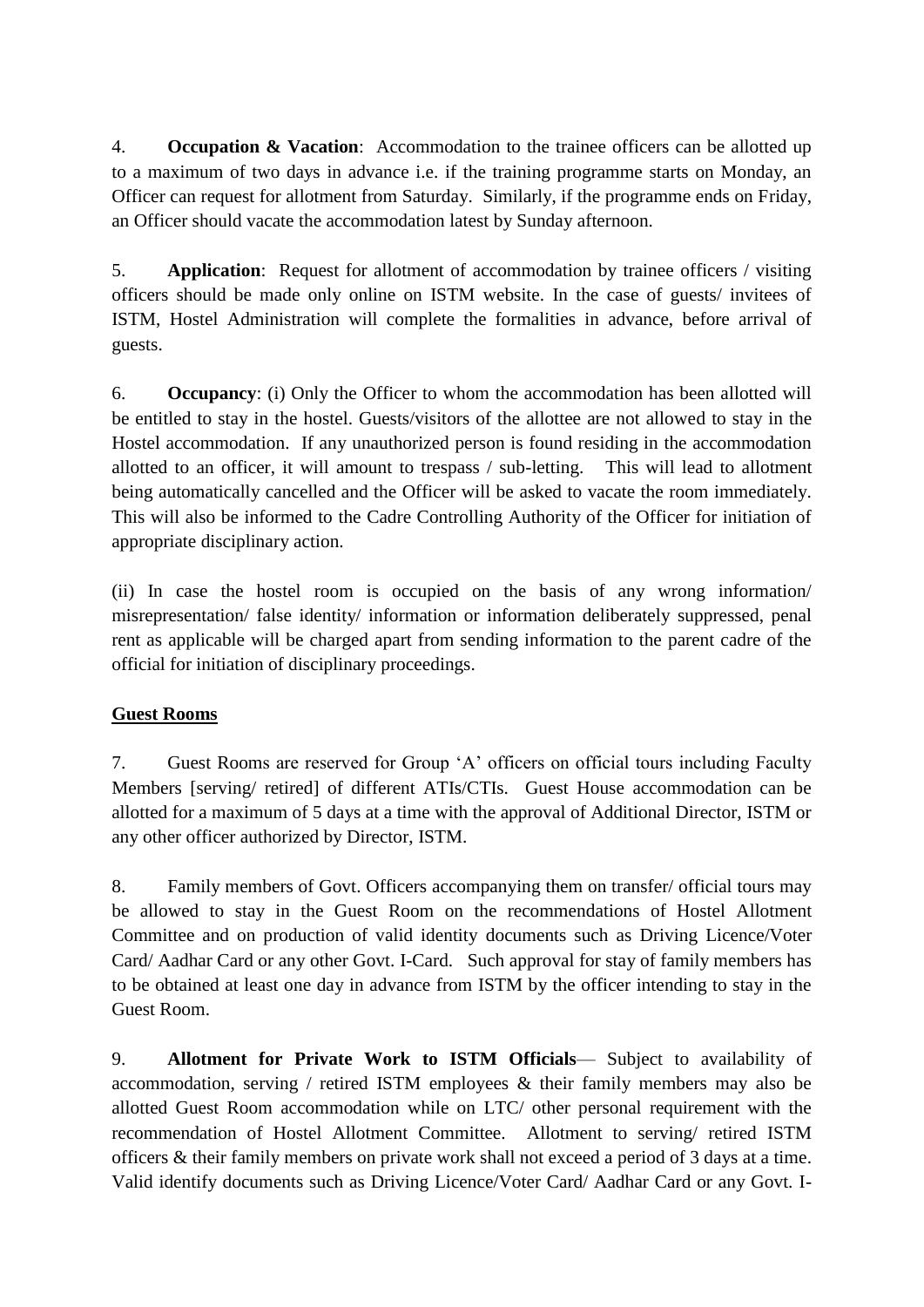4. **Occupation & Vacation**: Accommodation to the trainee officers can be allotted up to a maximum of two days in advance i.e. if the training programme starts on Monday, an Officer can request for allotment from Saturday. Similarly, if the programme ends on Friday, an Officer should vacate the accommodation latest by Sunday afternoon.

5. **Application**: Request for allotment of accommodation by trainee officers / visiting officers should be made only online on ISTM website. In the case of guests/ invitees of ISTM, Hostel Administration will complete the formalities in advance, before arrival of guests.

6. **Occupancy**: (i) Only the Officer to whom the accommodation has been allotted will be entitled to stay in the hostel. Guests/visitors of the allottee are not allowed to stay in the Hostel accommodation. If any unauthorized person is found residing in the accommodation allotted to an officer, it will amount to trespass / sub-letting. This will lead to allotment being automatically cancelled and the Officer will be asked to vacate the room immediately. This will also be informed to the Cadre Controlling Authority of the Officer for initiation of appropriate disciplinary action.

(ii) In case the hostel room is occupied on the basis of any wrong information/ misrepresentation/ false identity/ information or information deliberately suppressed, penal rent as applicable will be charged apart from sending information to the parent cadre of the official for initiation of disciplinary proceedings.

**Guest Rooms**

7. Guest Rooms are reserved for Group 'A' officers on official tours including Faculty Members [serving/ retired] of different ATIs/CTIs. Guest House accommodation can be allotted for a maximum of 5 days at a time with the approval of Additional Director, ISTM or any other officer authorized by Director, ISTM.

8. Family members of Govt. Officers accompanying them on transfer/ official tours may be allowed to stay in the Guest Room on the recommendations of Hostel Allotment Committee and on production of valid identity documents such as Driving Licence/Voter Card/ Aadhar Card or any other Govt. I-Card. Such approval for stay of family members has to be obtained at least one day in advance from ISTM by the officer intending to stay in the Guest Room.

9. **Allotment for Private Work to ISTM Officials**— Subject to availability of accommodation, serving / retired ISTM employees & their family members may also be allotted Guest Room accommodation while on LTC/ other personal requirement with the recommendation of Hostel Allotment Committee. Allotment to serving/ retired ISTM officers & their family members on private work shall not exceed a period of 3 days at a time. Valid identify documents such as Driving Licence/Voter Card/ Aadhar Card or any Govt. I-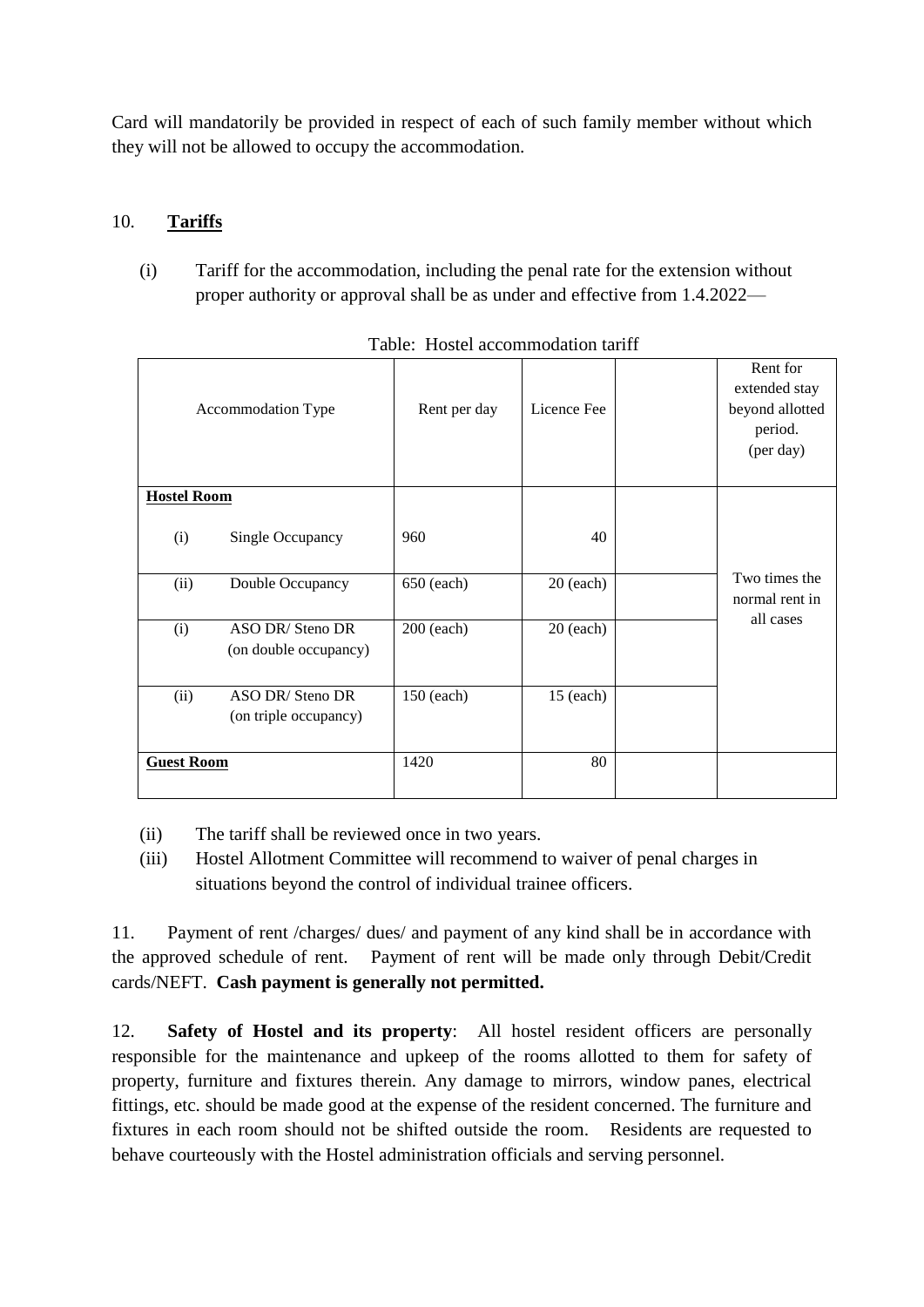Card will mandatorily be provided in respect of each of such family member without which they will not be allowed to occupy the accommodation.

10. **Tariffs**

(i) Tariff for the accommodation, including the penal rate for the extension without proper authority or approval shall be as under and effective from 1.4.2022—

Table: Hostel accommodation tariff

| Accommodation Type | | Rent per day | Licence Fee | | Rent for extended stay beyond allotted period. (per day) |
|---|---|---|---|---|---|
| **Hostel Room** | | | | | |
| (i) | Single Occupancy | 960 | 40 | | Two times the normal rent in all cases |
| (ii) | Double Occupancy | 650 (each) | 20 (each) | | |
| (i) | ASO DR/ Steno DR (on double occupancy) | 200 (each) | 20 (each) | | |
| (ii) | ASO DR/ Steno DR (on triple occupancy) | 150 (each) | 15 (each) | | |
| **Guest Room** | | 1420 | 80 | | |

(ii) The tariff shall be reviewed once in two years.

(iii) Hostel Allotment Committee will recommend to waiver of penal charges in situations beyond the control of individual trainee officers.

11. Payment of rent /charges/ dues/ and payment of any kind shall be in accordance with the approved schedule of rent. Payment of rent will be made only through Debit/Credit cards/NEFT. **Cash payment is generally not permitted.**

12. **Safety of Hostel and its property**: All hostel resident officers are personally responsible for the maintenance and upkeep of the rooms allotted to them for safety of property, furniture and fixtures therein. Any damage to mirrors, window panes, electrical fittings, etc. should be made good at the expense of the resident concerned. The furniture and fixtures in each room should not be shifted outside the room. Residents are requested to behave courteously with the Hostel administration officials and serving personnel.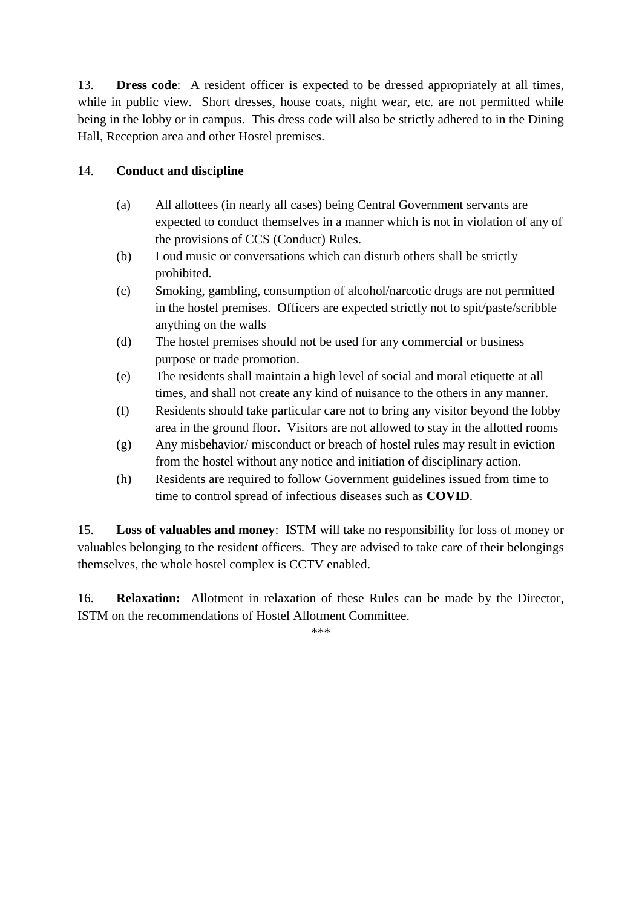13. **Dress code**: A resident officer is expected to be dressed appropriately at all times, while in public view. Short dresses, house coats, night wear, etc. are not permitted while being in the lobby or in campus. This dress code will also be strictly adhered to in the Dining Hall, Reception area and other Hostel premises.

14. **Conduct and discipline**

(a) All allottees (in nearly all cases) being Central Government servants are expected to conduct themselves in a manner which is not in violation of any of the provisions of CCS (Conduct) Rules.

(b) Loud music or conversations which can disturb others shall be strictly prohibited.

(c) Smoking, gambling, consumption of alcohol/narcotic drugs are not permitted in the hostel premises. Officers are expected strictly not to spit/paste/scribble anything on the walls

(d) The hostel premises should not be used for any commercial or business purpose or trade promotion.

(e) The residents shall maintain a high level of social and moral etiquette at all times, and shall not create any kind of nuisance to the others in any manner.

(f) Residents should take particular care not to bring any visitor beyond the lobby area in the ground floor. Visitors are not allowed to stay in the allotted rooms

(g) Any misbehavior/ misconduct or breach of hostel rules may result in eviction from the hostel without any notice and initiation of disciplinary action.

(h) Residents are required to follow Government guidelines issued from time to time to control spread of infectious diseases such as **COVID**.

15. **Loss of valuables and money**: ISTM will take no responsibility for loss of money or valuables belonging to the resident officers. They are advised to take care of their belongings themselves, the whole hostel complex is CCTV enabled.

16. **Relaxation:** Allotment in relaxation of these Rules can be made by the Director, ISTM on the recommendations of Hostel Allotment Committee.

***